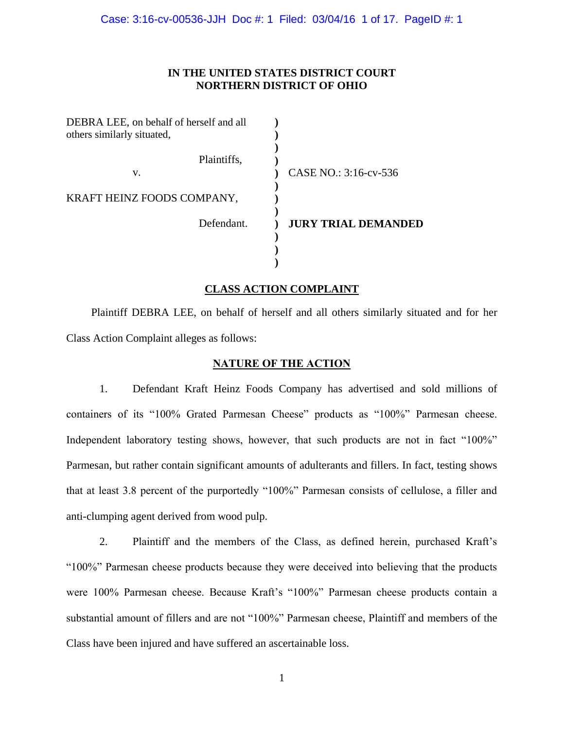**IN THE UNITED STATES DISTRICT COURT**
**NORTHERN DISTRICT OF OHIO**

| | | |
|---|---|---|
| DEBRA LEE, on behalf of herself and all others similarly situated, | ) | |
| Plaintiffs, | ) | |
| v. | ) | CASE NO.: 3:16-cv-536 |
| KRAFT HEINZ FOODS COMPANY, | ) | |
| Defendant. | ) | **JURY TRIAL DEMANDED** |

## CLASS ACTION COMPLAINT

Plaintiff DEBRA LEE, on behalf of herself and all others similarly situated and for her Class Action Complaint alleges as follows:

## NATURE OF THE ACTION

1. Defendant Kraft Heinz Foods Company has advertised and sold millions of containers of its "100% Grated Parmesan Cheese" products as "100%" Parmesan cheese. Independent laboratory testing shows, however, that such products are not in fact "100%" Parmesan, but rather contain significant amounts of adulterants and fillers. In fact, testing shows that at least 3.8 percent of the purportedly "100%" Parmesan consists of cellulose, a filler and anti-clumping agent derived from wood pulp.

2. Plaintiff and the members of the Class, as defined herein, purchased Kraft's "100%" Parmesan cheese products because they were deceived into believing that the products were 100% Parmesan cheese. Because Kraft's "100%" Parmesan cheese products contain a substantial amount of fillers and are not "100%" Parmesan cheese, Plaintiff and members of the Class have been injured and have suffered an ascertainable loss.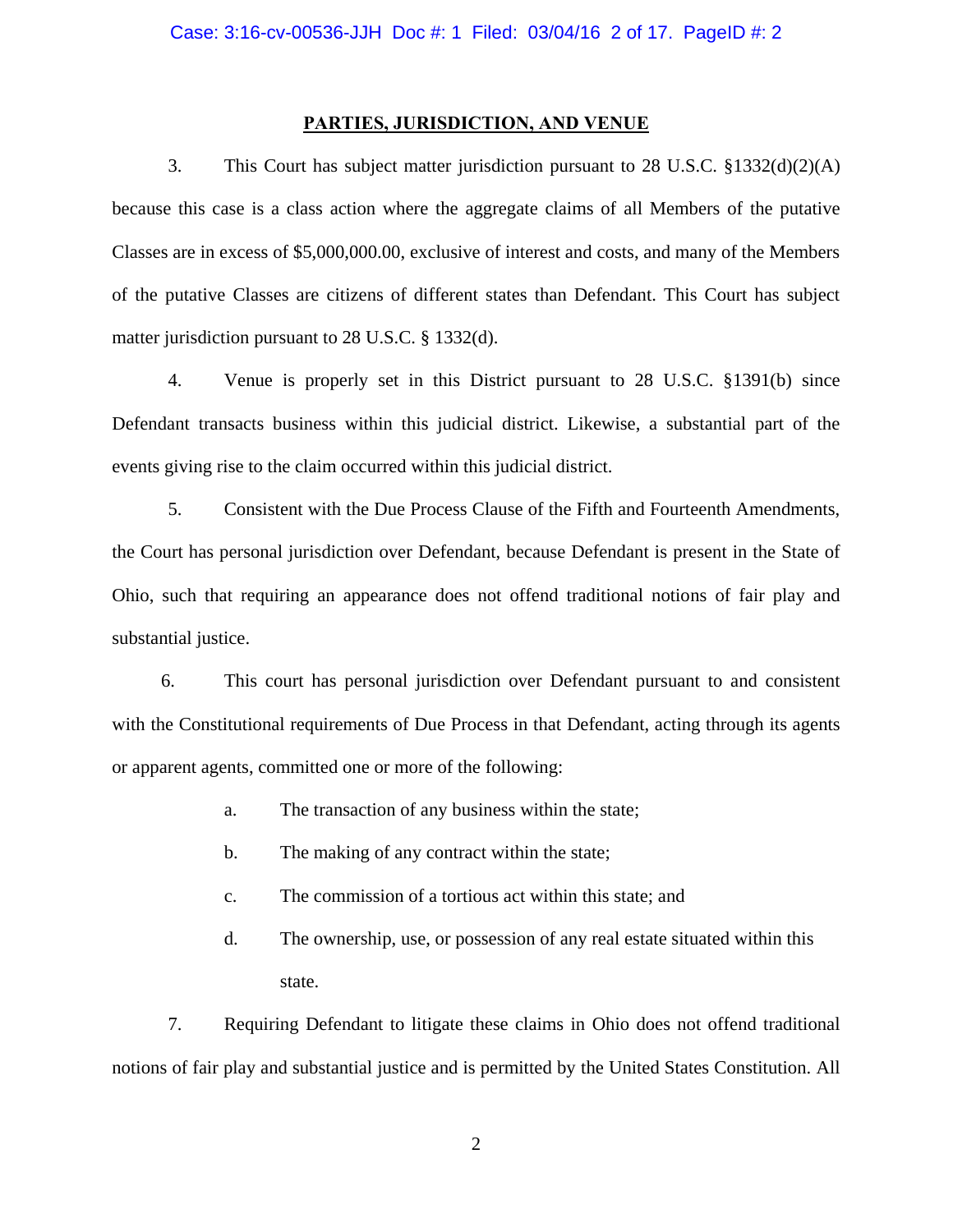## PARTIES, JURISDICTION, AND VENUE

3. This Court has subject matter jurisdiction pursuant to 28 U.S.C. §1332(d)(2)(A) because this case is a class action where the aggregate claims of all Members of the putative Classes are in excess of $5,000,000.00, exclusive of interest and costs, and many of the Members of the putative Classes are citizens of different states than Defendant. This Court has subject matter jurisdiction pursuant to 28 U.S.C. § 1332(d).

4. Venue is properly set in this District pursuant to 28 U.S.C. §1391(b) since Defendant transacts business within this judicial district. Likewise, a substantial part of the events giving rise to the claim occurred within this judicial district.

5. Consistent with the Due Process Clause of the Fifth and Fourteenth Amendments, the Court has personal jurisdiction over Defendant, because Defendant is present in the State of Ohio, such that requiring an appearance does not offend traditional notions of fair play and substantial justice.

6. This court has personal jurisdiction over Defendant pursuant to and consistent with the Constitutional requirements of Due Process in that Defendant, acting through its agents or apparent agents, committed one or more of the following:

   a. The transaction of any business within the state;

   b. The making of any contract within the state;

   c. The commission of a tortious act within this state; and

   d. The ownership, use, or possession of any real estate situated within this state.

7. Requiring Defendant to litigate these claims in Ohio does not offend traditional notions of fair play and substantial justice and is permitted by the United States Constitution. All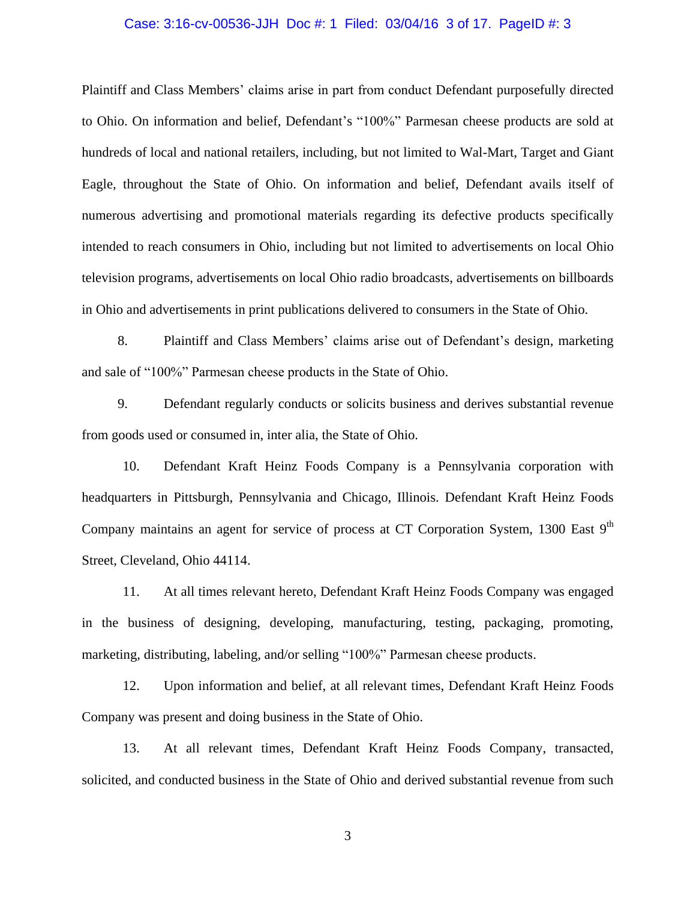Plaintiff and Class Members' claims arise in part from conduct Defendant purposefully directed to Ohio. On information and belief, Defendant's "100%" Parmesan cheese products are sold at hundreds of local and national retailers, including, but not limited to Wal-Mart, Target and Giant Eagle, throughout the State of Ohio. On information and belief, Defendant avails itself of numerous advertising and promotional materials regarding its defective products specifically intended to reach consumers in Ohio, including but not limited to advertisements on local Ohio television programs, advertisements on local Ohio radio broadcasts, advertisements on billboards in Ohio and advertisements in print publications delivered to consumers in the State of Ohio.

8. Plaintiff and Class Members' claims arise out of Defendant's design, marketing and sale of "100%" Parmesan cheese products in the State of Ohio.

9. Defendant regularly conducts or solicits business and derives substantial revenue from goods used or consumed in, inter alia, the State of Ohio.

10. Defendant Kraft Heinz Foods Company is a Pennsylvania corporation with headquarters in Pittsburgh, Pennsylvania and Chicago, Illinois. Defendant Kraft Heinz Foods Company maintains an agent for service of process at CT Corporation System, 1300 East 9th Street, Cleveland, Ohio 44114.

11. At all times relevant hereto, Defendant Kraft Heinz Foods Company was engaged in the business of designing, developing, manufacturing, testing, packaging, promoting, marketing, distributing, labeling, and/or selling "100%" Parmesan cheese products.

12. Upon information and belief, at all relevant times, Defendant Kraft Heinz Foods Company was present and doing business in the State of Ohio.

13. At all relevant times, Defendant Kraft Heinz Foods Company, transacted, solicited, and conducted business in the State of Ohio and derived substantial revenue from such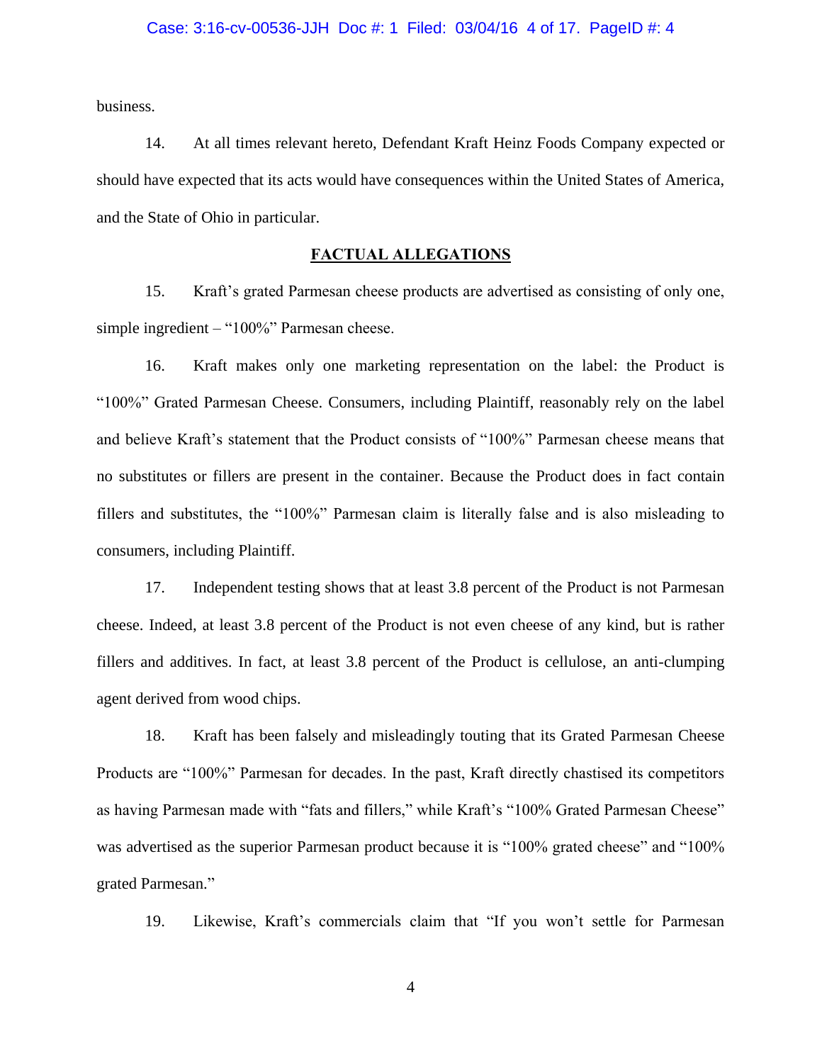business.

14. At all times relevant hereto, Defendant Kraft Heinz Foods Company expected or should have expected that its acts would have consequences within the United States of America, and the State of Ohio in particular.

## **FACTUAL ALLEGATIONS**

15. Kraft's grated Parmesan cheese products are advertised as consisting of only one, simple ingredient – "100%" Parmesan cheese.

16. Kraft makes only one marketing representation on the label: the Product is "100%" Grated Parmesan Cheese. Consumers, including Plaintiff, reasonably rely on the label and believe Kraft's statement that the Product consists of "100%" Parmesan cheese means that no substitutes or fillers are present in the container. Because the Product does in fact contain fillers and substitutes, the "100%" Parmesan claim is literally false and is also misleading to consumers, including Plaintiff.

17. Independent testing shows that at least 3.8 percent of the Product is not Parmesan cheese. Indeed, at least 3.8 percent of the Product is not even cheese of any kind, but is rather fillers and additives. In fact, at least 3.8 percent of the Product is cellulose, an anti-clumping agent derived from wood chips.

18. Kraft has been falsely and misleadingly touting that its Grated Parmesan Cheese Products are "100%" Parmesan for decades. In the past, Kraft directly chastised its competitors as having Parmesan made with "fats and fillers," while Kraft's "100% Grated Parmesan Cheese" was advertised as the superior Parmesan product because it is "100% grated cheese" and "100% grated Parmesan."

19. Likewise, Kraft's commercials claim that "If you won't settle for Parmesan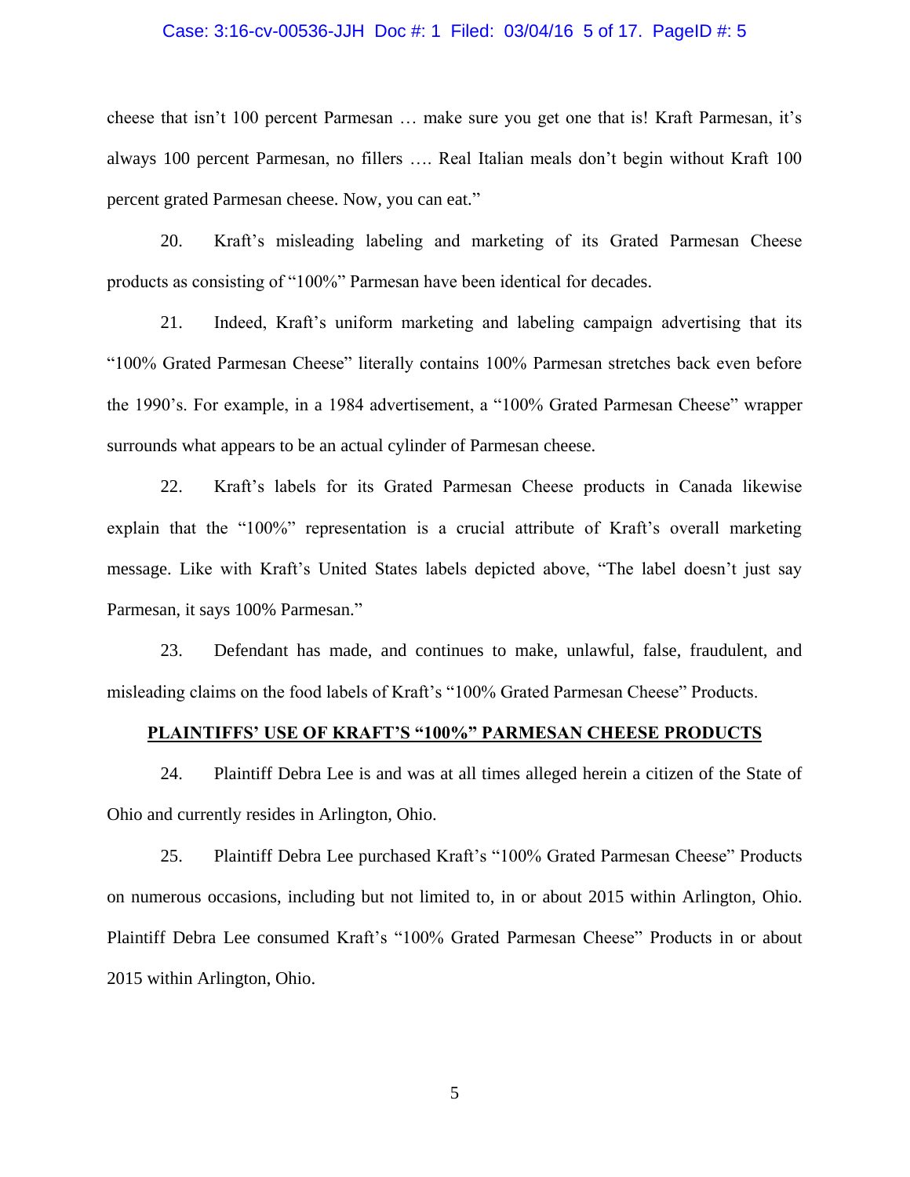cheese that isn't 100 percent Parmesan … make sure you get one that is! Kraft Parmesan, it's always 100 percent Parmesan, no fillers …. Real Italian meals don't begin without Kraft 100 percent grated Parmesan cheese. Now, you can eat."

20. Kraft's misleading labeling and marketing of its Grated Parmesan Cheese products as consisting of "100%" Parmesan have been identical for decades.

21. Indeed, Kraft's uniform marketing and labeling campaign advertising that its "100% Grated Parmesan Cheese" literally contains 100% Parmesan stretches back even before the 1990's. For example, in a 1984 advertisement, a "100% Grated Parmesan Cheese" wrapper surrounds what appears to be an actual cylinder of Parmesan cheese.

22. Kraft's labels for its Grated Parmesan Cheese products in Canada likewise explain that the "100%" representation is a crucial attribute of Kraft's overall marketing message. Like with Kraft's United States labels depicted above, "The label doesn't just say Parmesan, it says 100% Parmesan."

23. Defendant has made, and continues to make, unlawful, false, fraudulent, and misleading claims on the food labels of Kraft's "100% Grated Parmesan Cheese" Products.

**PLAINTIFFS' USE OF KRAFT'S "100%" PARMESAN CHEESE PRODUCTS**

24. Plaintiff Debra Lee is and was at all times alleged herein a citizen of the State of Ohio and currently resides in Arlington, Ohio.

25. Plaintiff Debra Lee purchased Kraft's "100% Grated Parmesan Cheese" Products on numerous occasions, including but not limited to, in or about 2015 within Arlington, Ohio. Plaintiff Debra Lee consumed Kraft's "100% Grated Parmesan Cheese" Products in or about 2015 within Arlington, Ohio.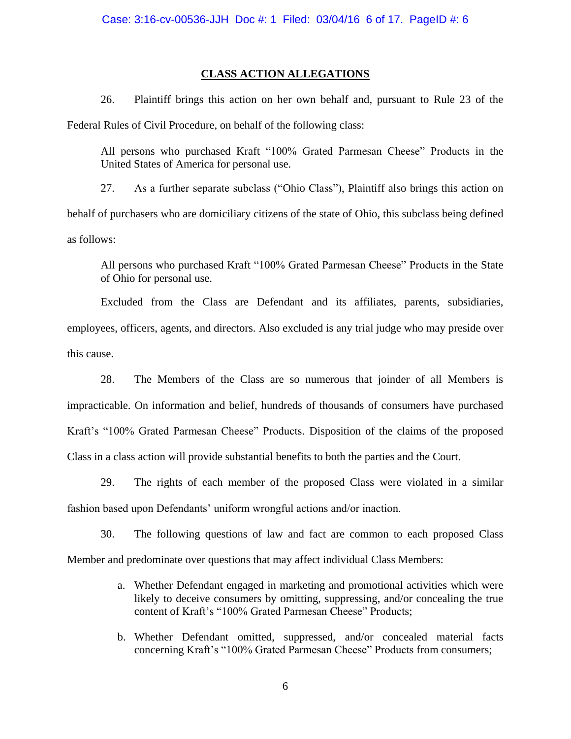## CLASS ACTION ALLEGATIONS

26. Plaintiff brings this action on her own behalf and, pursuant to Rule 23 of the Federal Rules of Civil Procedure, on behalf of the following class:

> All persons who purchased Kraft "100% Grated Parmesan Cheese" Products in the United States of America for personal use.

27. As a further separate subclass ("Ohio Class"), Plaintiff also brings this action on behalf of purchasers who are domiciliary citizens of the state of Ohio, this subclass being defined as follows:

> All persons who purchased Kraft "100% Grated Parmesan Cheese" Products in the State of Ohio for personal use.

Excluded from the Class are Defendant and its affiliates, parents, subsidiaries, employees, officers, agents, and directors. Also excluded is any trial judge who may preside over this cause.

28. The Members of the Class are so numerous that joinder of all Members is impracticable. On information and belief, hundreds of thousands of consumers have purchased Kraft's "100% Grated Parmesan Cheese" Products. Disposition of the claims of the proposed Class in a class action will provide substantial benefits to both the parties and the Court.

29. The rights of each member of the proposed Class were violated in a similar fashion based upon Defendants' uniform wrongful actions and/or inaction.

30. The following questions of law and fact are common to each proposed Class Member and predominate over questions that may affect individual Class Members:

a. Whether Defendant engaged in marketing and promotional activities which were likely to deceive consumers by omitting, suppressing, and/or concealing the true content of Kraft's "100% Grated Parmesan Cheese" Products;

b. Whether Defendant omitted, suppressed, and/or concealed material facts concerning Kraft's "100% Grated Parmesan Cheese" Products from consumers;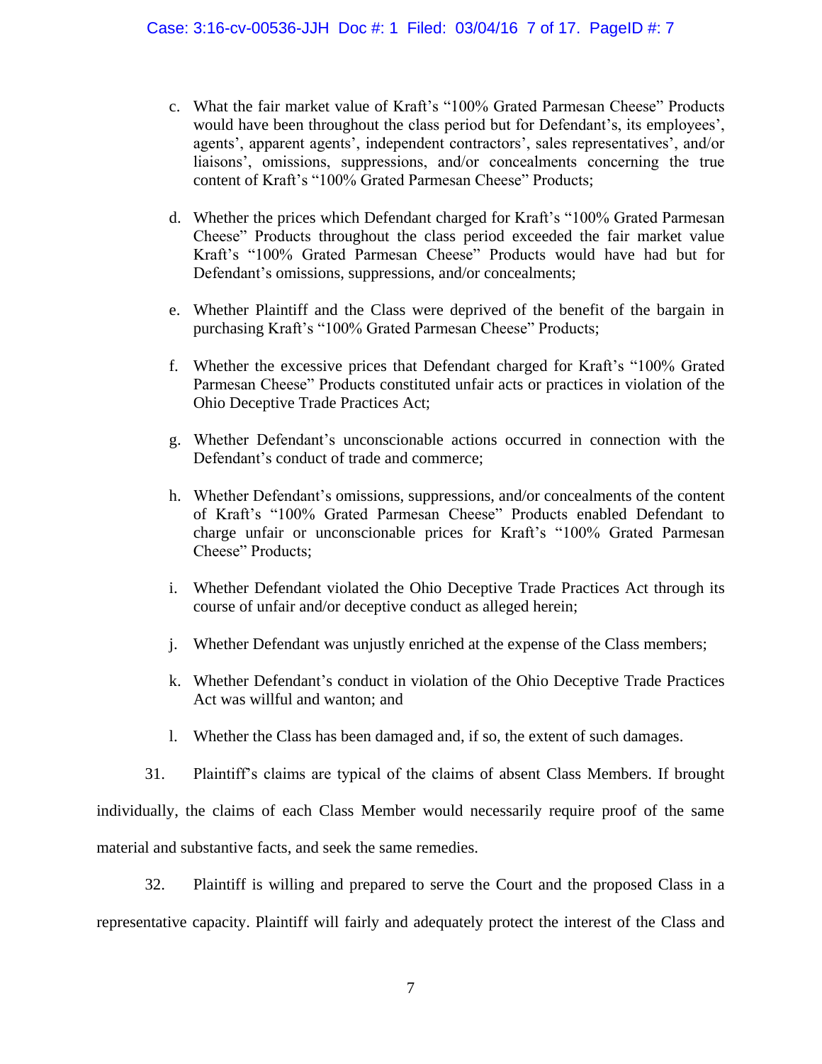c. What the fair market value of Kraft's "100% Grated Parmesan Cheese" Products would have been throughout the class period but for Defendant's, its employees', agents', apparent agents', independent contractors', sales representatives', and/or liaisons', omissions, suppressions, and/or concealments concerning the true content of Kraft's "100% Grated Parmesan Cheese" Products;

d. Whether the prices which Defendant charged for Kraft's "100% Grated Parmesan Cheese" Products throughout the class period exceeded the fair market value Kraft's "100% Grated Parmesan Cheese" Products would have had but for Defendant's omissions, suppressions, and/or concealments;

e. Whether Plaintiff and the Class were deprived of the benefit of the bargain in purchasing Kraft's "100% Grated Parmesan Cheese" Products;

f. Whether the excessive prices that Defendant charged for Kraft's "100% Grated Parmesan Cheese" Products constituted unfair acts or practices in violation of the Ohio Deceptive Trade Practices Act;

g. Whether Defendant's unconscionable actions occurred in connection with the Defendant's conduct of trade and commerce;

h. Whether Defendant's omissions, suppressions, and/or concealments of the content of Kraft's "100% Grated Parmesan Cheese" Products enabled Defendant to charge unfair or unconscionable prices for Kraft's "100% Grated Parmesan Cheese" Products;

i. Whether Defendant violated the Ohio Deceptive Trade Practices Act through its course of unfair and/or deceptive conduct as alleged herein;

j. Whether Defendant was unjustly enriched at the expense of the Class members;

k. Whether Defendant's conduct in violation of the Ohio Deceptive Trade Practices Act was willful and wanton; and

l. Whether the Class has been damaged and, if so, the extent of such damages.

31. Plaintiff's claims are typical of the claims of absent Class Members. If brought individually, the claims of each Class Member would necessarily require proof of the same material and substantive facts, and seek the same remedies.

32. Plaintiff is willing and prepared to serve the Court and the proposed Class in a representative capacity. Plaintiff will fairly and adequately protect the interest of the Class and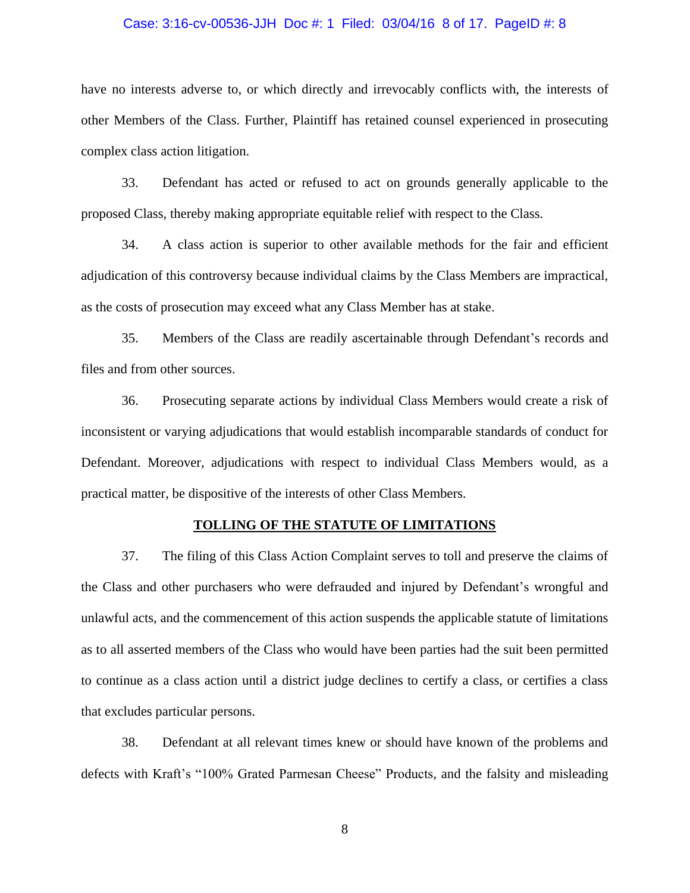have no interests adverse to, or which directly and irrevocably conflicts with, the interests of other Members of the Class. Further, Plaintiff has retained counsel experienced in prosecuting complex class action litigation.

33. Defendant has acted or refused to act on grounds generally applicable to the proposed Class, thereby making appropriate equitable relief with respect to the Class.

34. A class action is superior to other available methods for the fair and efficient adjudication of this controversy because individual claims by the Class Members are impractical, as the costs of prosecution may exceed what any Class Member has at stake.

35. Members of the Class are readily ascertainable through Defendant's records and files and from other sources.

36. Prosecuting separate actions by individual Class Members would create a risk of inconsistent or varying adjudications that would establish incomparable standards of conduct for Defendant. Moreover, adjudications with respect to individual Class Members would, as a practical matter, be dispositive of the interests of other Class Members.

**TOLLING OF THE STATUTE OF LIMITATIONS**

37. The filing of this Class Action Complaint serves to toll and preserve the claims of the Class and other purchasers who were defrauded and injured by Defendant's wrongful and unlawful acts, and the commencement of this action suspends the applicable statute of limitations as to all asserted members of the Class who would have been parties had the suit been permitted to continue as a class action until a district judge declines to certify a class, or certifies a class that excludes particular persons.

38. Defendant at all relevant times knew or should have known of the problems and defects with Kraft's "100% Grated Parmesan Cheese" Products, and the falsity and misleading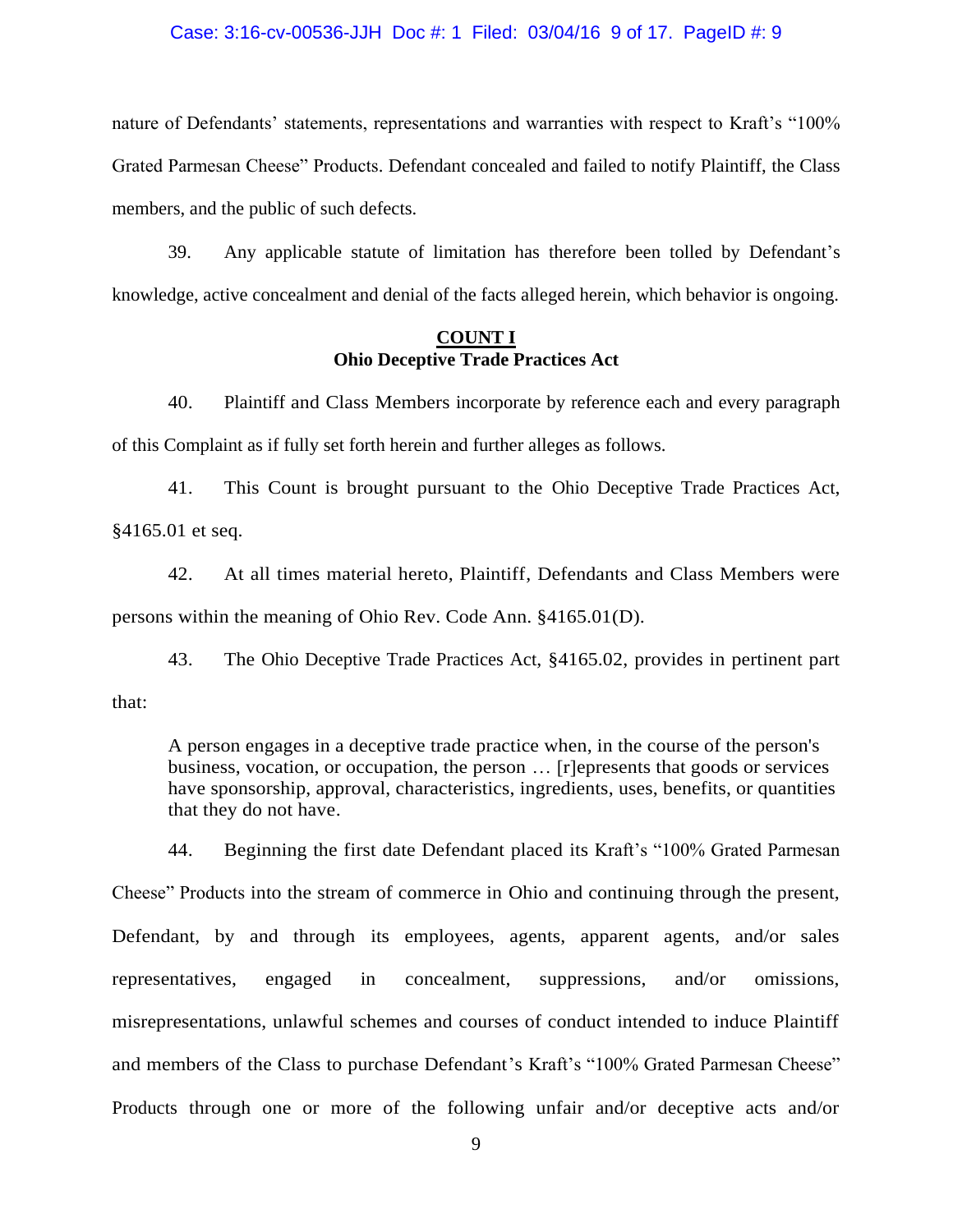nature of Defendants' statements, representations and warranties with respect to Kraft's "100% Grated Parmesan Cheese" Products. Defendant concealed and failed to notify Plaintiff, the Class members, and the public of such defects.

39. Any applicable statute of limitation has therefore been tolled by Defendant's knowledge, active concealment and denial of the facts alleged herein, which behavior is ongoing.

**<u>COUNT I</u>**
**Ohio Deceptive Trade Practices Act**

40. Plaintiff and Class Members incorporate by reference each and every paragraph of this Complaint as if fully set forth herein and further alleges as follows.

41. This Count is brought pursuant to the Ohio Deceptive Trade Practices Act, §4165.01 et seq.

42. At all times material hereto, Plaintiff, Defendants and Class Members were persons within the meaning of Ohio Rev. Code Ann. §4165.01(D).

43. The Ohio Deceptive Trade Practices Act, §4165.02, provides in pertinent part that:

> A person engages in a deceptive trade practice when, in the course of the person's business, vocation, or occupation, the person … [r]epresents that goods or services have sponsorship, approval, characteristics, ingredients, uses, benefits, or quantities that they do not have.

44. Beginning the first date Defendant placed its Kraft's "100% Grated Parmesan Cheese" Products into the stream of commerce in Ohio and continuing through the present, Defendant, by and through its employees, agents, apparent agents, and/or sales representatives, engaged in concealment, suppressions, and/or omissions, misrepresentations, unlawful schemes and courses of conduct intended to induce Plaintiff and members of the Class to purchase Defendant's Kraft's "100% Grated Parmesan Cheese" Products through one or more of the following unfair and/or deceptive acts and/or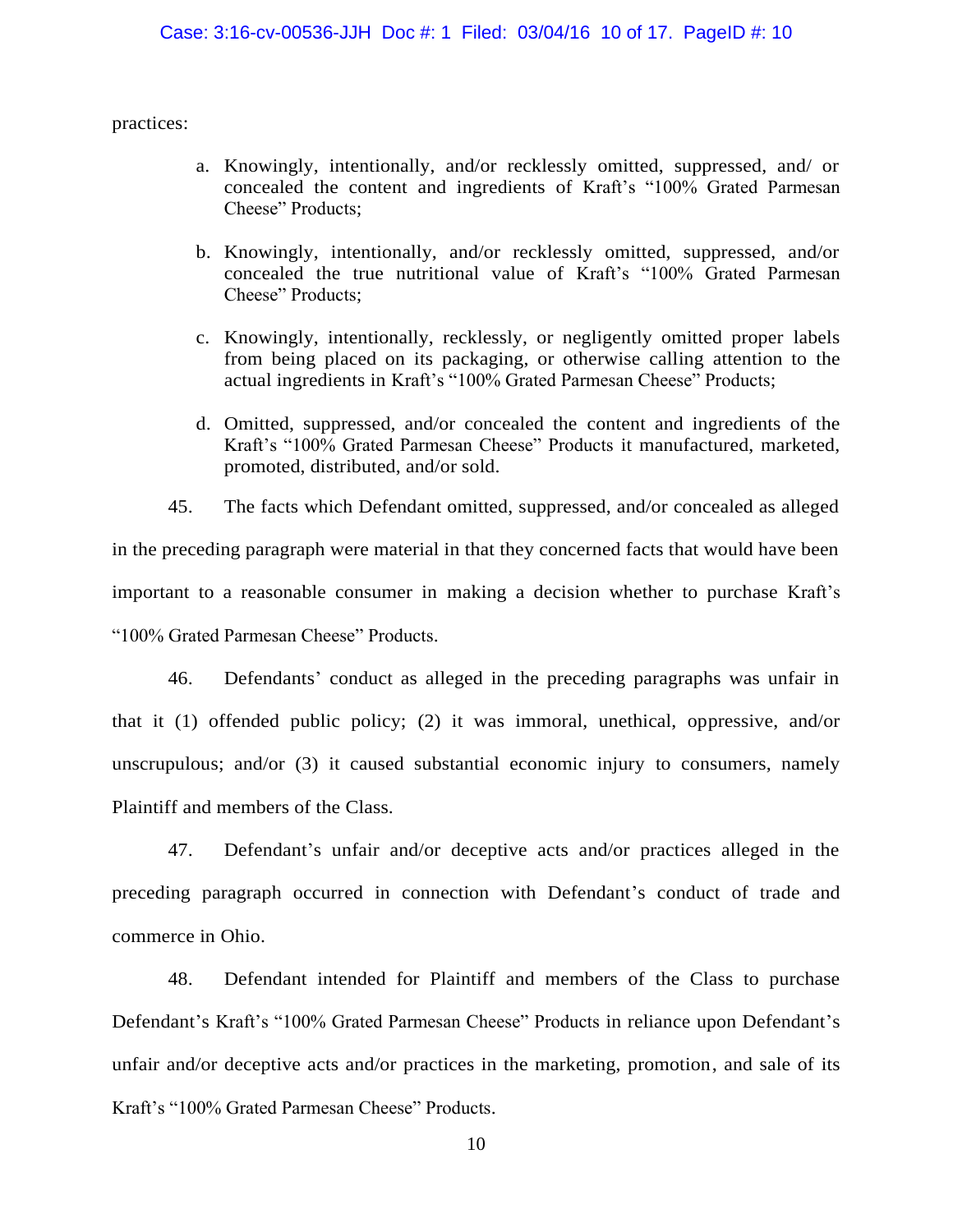practices:

a. Knowingly, intentionally, and/or recklessly omitted, suppressed, and/ or concealed the content and ingredients of Kraft's "100% Grated Parmesan Cheese" Products;

b. Knowingly, intentionally, and/or recklessly omitted, suppressed, and/or concealed the true nutritional value of Kraft's "100% Grated Parmesan Cheese" Products;

c. Knowingly, intentionally, recklessly, or negligently omitted proper labels from being placed on its packaging, or otherwise calling attention to the actual ingredients in Kraft's "100% Grated Parmesan Cheese" Products;

d. Omitted, suppressed, and/or concealed the content and ingredients of the Kraft's "100% Grated Parmesan Cheese" Products it manufactured, marketed, promoted, distributed, and/or sold.

45. The facts which Defendant omitted, suppressed, and/or concealed as alleged in the preceding paragraph were material in that they concerned facts that would have been important to a reasonable consumer in making a decision whether to purchase Kraft's "100% Grated Parmesan Cheese" Products.

46. Defendants' conduct as alleged in the preceding paragraphs was unfair in that it (1) offended public policy; (2) it was immoral, unethical, oppressive, and/or unscrupulous; and/or (3) it caused substantial economic injury to consumers, namely Plaintiff and members of the Class.

47. Defendant's unfair and/or deceptive acts and/or practices alleged in the preceding paragraph occurred in connection with Defendant's conduct of trade and commerce in Ohio.

48. Defendant intended for Plaintiff and members of the Class to purchase Defendant's Kraft's "100% Grated Parmesan Cheese" Products in reliance upon Defendant's unfair and/or deceptive acts and/or practices in the marketing, promotion, and sale of its Kraft's "100% Grated Parmesan Cheese" Products.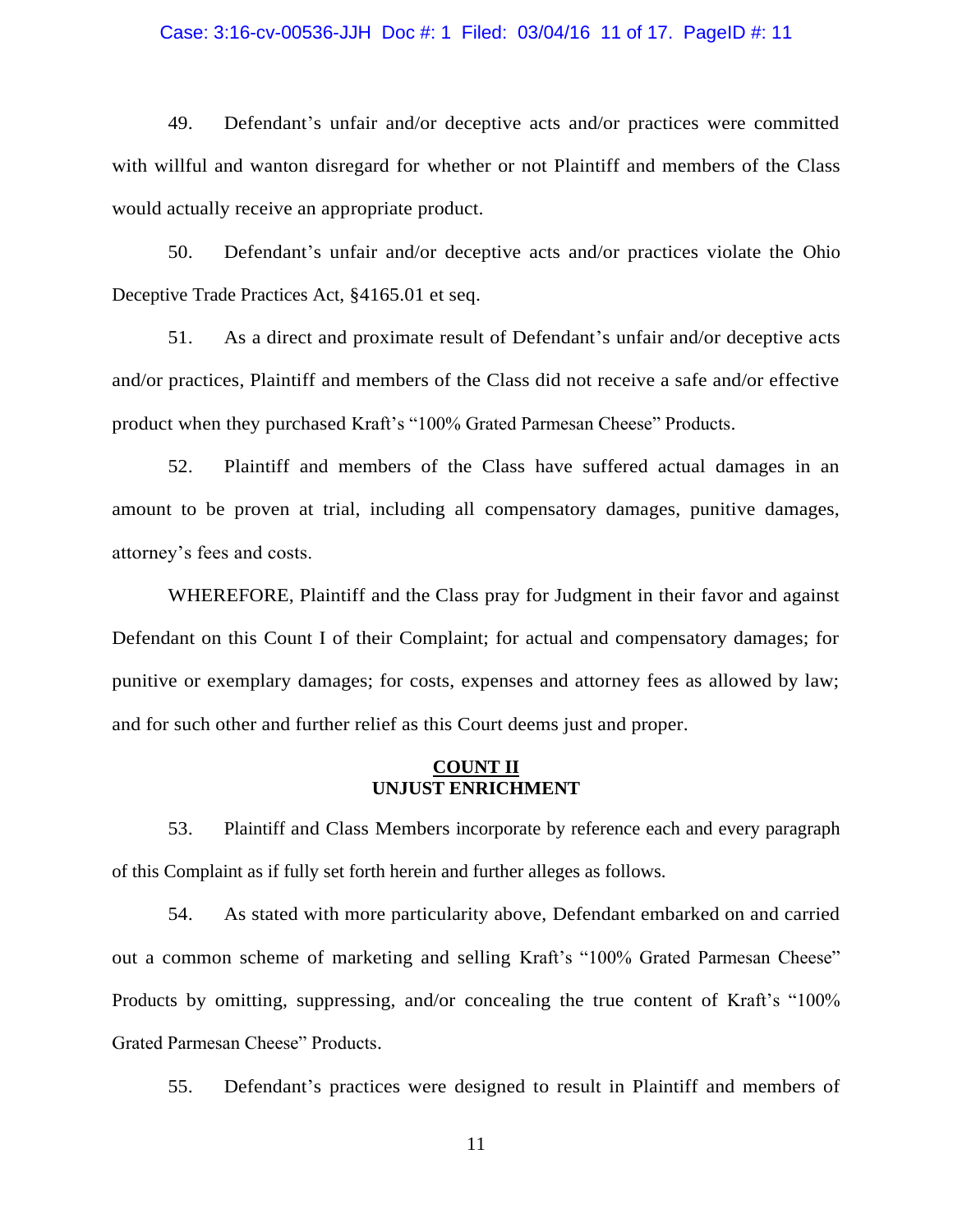49. Defendant's unfair and/or deceptive acts and/or practices were committed with willful and wanton disregard for whether or not Plaintiff and members of the Class would actually receive an appropriate product.

50. Defendant's unfair and/or deceptive acts and/or practices violate the Ohio Deceptive Trade Practices Act, §4165.01 et seq.

51. As a direct and proximate result of Defendant's unfair and/or deceptive acts and/or practices, Plaintiff and members of the Class did not receive a safe and/or effective product when they purchased Kraft's "100% Grated Parmesan Cheese" Products.

52. Plaintiff and members of the Class have suffered actual damages in an amount to be proven at trial, including all compensatory damages, punitive damages, attorney's fees and costs.

WHEREFORE, Plaintiff and the Class pray for Judgment in their favor and against Defendant on this Count I of their Complaint; for actual and compensatory damages; for punitive or exemplary damages; for costs, expenses and attorney fees as allowed by law; and for such other and further relief as this Court deems just and proper.

**COUNT II**
**UNJUST ENRICHMENT**

53. Plaintiff and Class Members incorporate by reference each and every paragraph of this Complaint as if fully set forth herein and further alleges as follows.

54. As stated with more particularity above, Defendant embarked on and carried out a common scheme of marketing and selling Kraft's "100% Grated Parmesan Cheese" Products by omitting, suppressing, and/or concealing the true content of Kraft's "100% Grated Parmesan Cheese" Products.

55. Defendant's practices were designed to result in Plaintiff and members of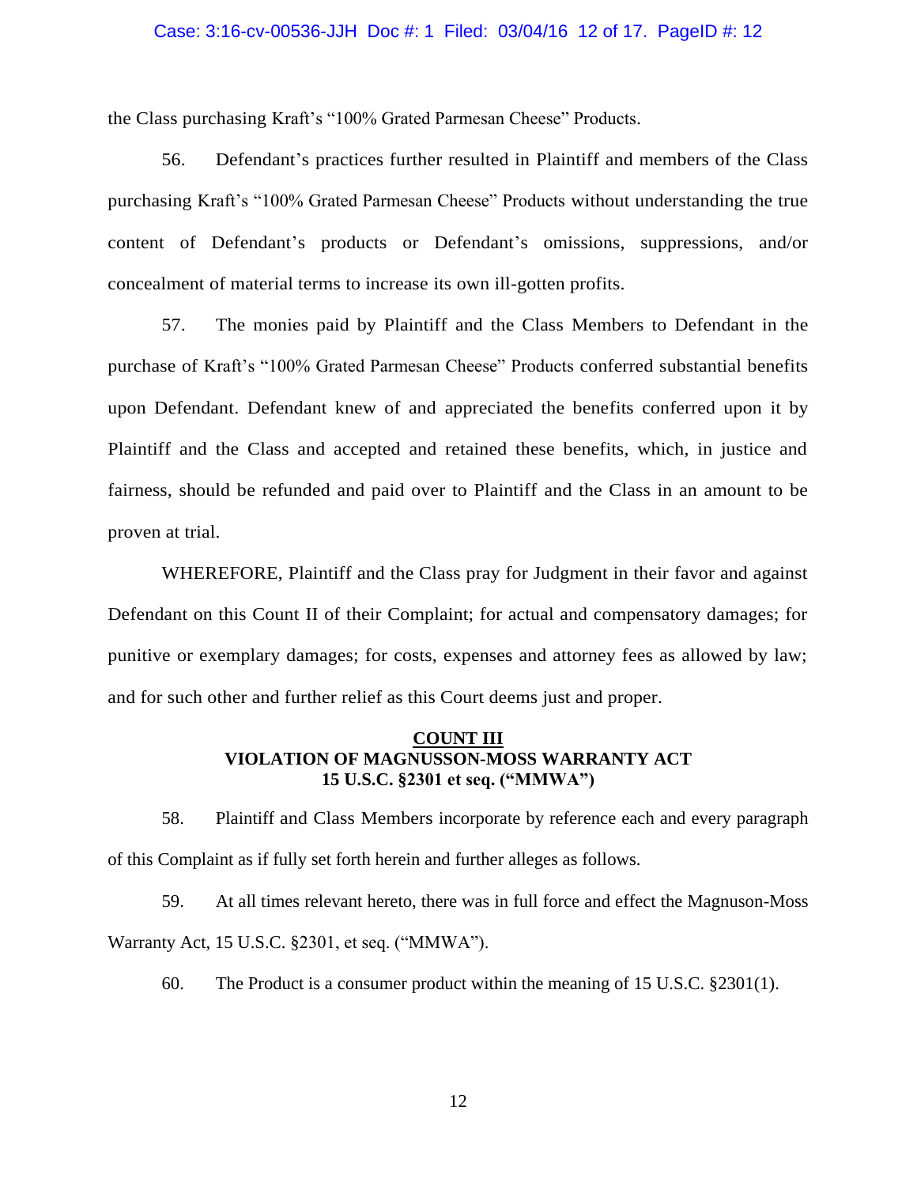the Class purchasing Kraft's "100% Grated Parmesan Cheese" Products.

56. Defendant's practices further resulted in Plaintiff and members of the Class purchasing Kraft's "100% Grated Parmesan Cheese" Products without understanding the true content of Defendant's products or Defendant's omissions, suppressions, and/or concealment of material terms to increase its own ill-gotten profits.

57. The monies paid by Plaintiff and the Class Members to Defendant in the purchase of Kraft's "100% Grated Parmesan Cheese" Products conferred substantial benefits upon Defendant. Defendant knew of and appreciated the benefits conferred upon it by Plaintiff and the Class and accepted and retained these benefits, which, in justice and fairness, should be refunded and paid over to Plaintiff and the Class in an amount to be proven at trial.

WHEREFORE, Plaintiff and the Class pray for Judgment in their favor and against Defendant on this Count II of their Complaint; for actual and compensatory damages; for punitive or exemplary damages; for costs, expenses and attorney fees as allowed by law; and for such other and further relief as this Court deems just and proper.

**COUNT III**
**VIOLATION OF MAGNUSSON-MOSS WARRANTY ACT**
**15 U.S.C. §2301 et seq. ("MMWA")**

58. Plaintiff and Class Members incorporate by reference each and every paragraph of this Complaint as if fully set forth herein and further alleges as follows.

59. At all times relevant hereto, there was in full force and effect the Magnuson-Moss Warranty Act, 15 U.S.C. §2301, et seq. ("MMWA").

60. The Product is a consumer product within the meaning of 15 U.S.C. §2301(1).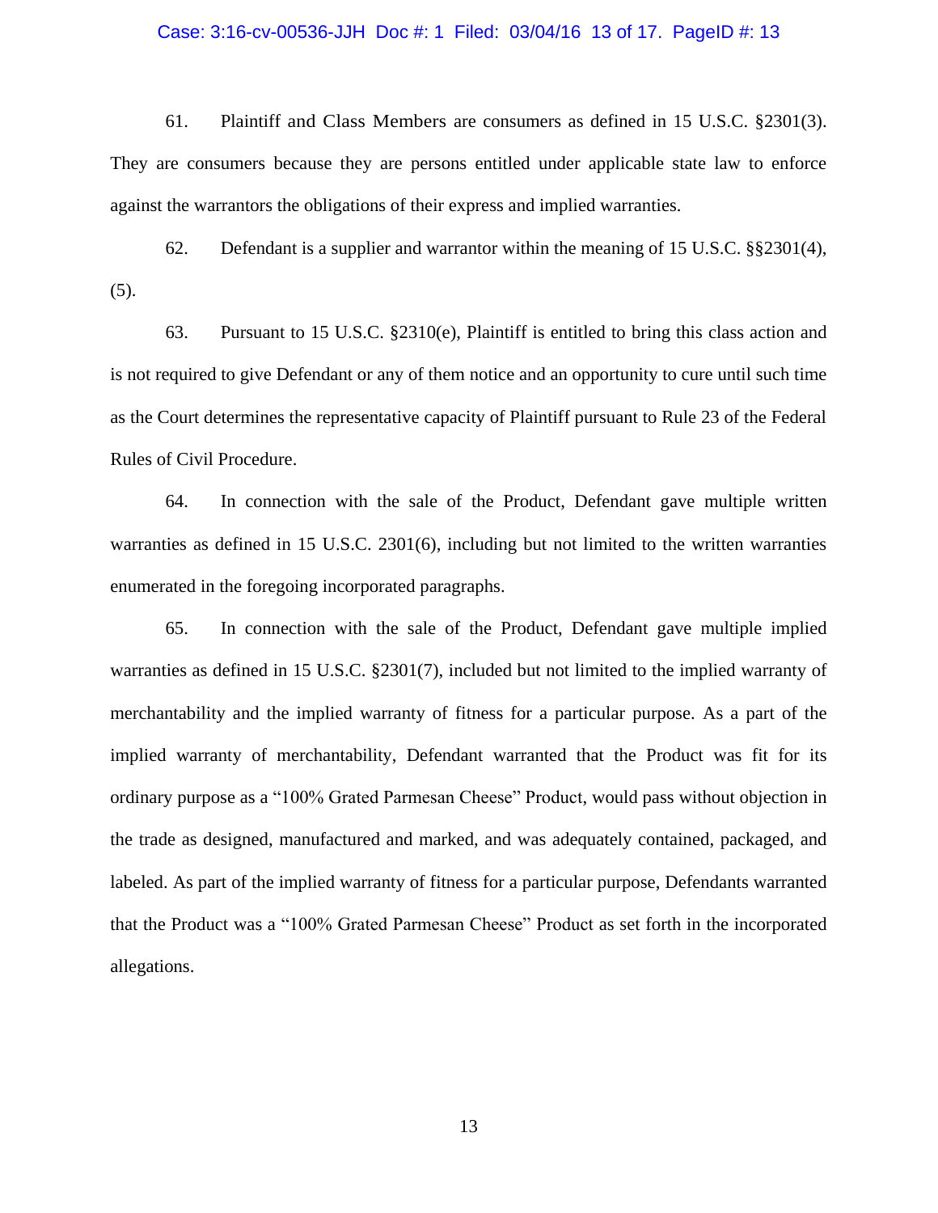61. Plaintiff and Class Members are consumers as defined in 15 U.S.C. §2301(3). They are consumers because they are persons entitled under applicable state law to enforce against the warrantors the obligations of their express and implied warranties.

62. Defendant is a supplier and warrantor within the meaning of 15 U.S.C. §§2301(4), (5).

63. Pursuant to 15 U.S.C. §2310(e), Plaintiff is entitled to bring this class action and is not required to give Defendant or any of them notice and an opportunity to cure until such time as the Court determines the representative capacity of Plaintiff pursuant to Rule 23 of the Federal Rules of Civil Procedure.

64. In connection with the sale of the Product, Defendant gave multiple written warranties as defined in 15 U.S.C. 2301(6), including but not limited to the written warranties enumerated in the foregoing incorporated paragraphs.

65. In connection with the sale of the Product, Defendant gave multiple implied warranties as defined in 15 U.S.C. §2301(7), included but not limited to the implied warranty of merchantability and the implied warranty of fitness for a particular purpose. As a part of the implied warranty of merchantability, Defendant warranted that the Product was fit for its ordinary purpose as a "100% Grated Parmesan Cheese" Product, would pass without objection in the trade as designed, manufactured and marked, and was adequately contained, packaged, and labeled. As part of the implied warranty of fitness for a particular purpose, Defendants warranted that the Product was a "100% Grated Parmesan Cheese" Product as set forth in the incorporated allegations.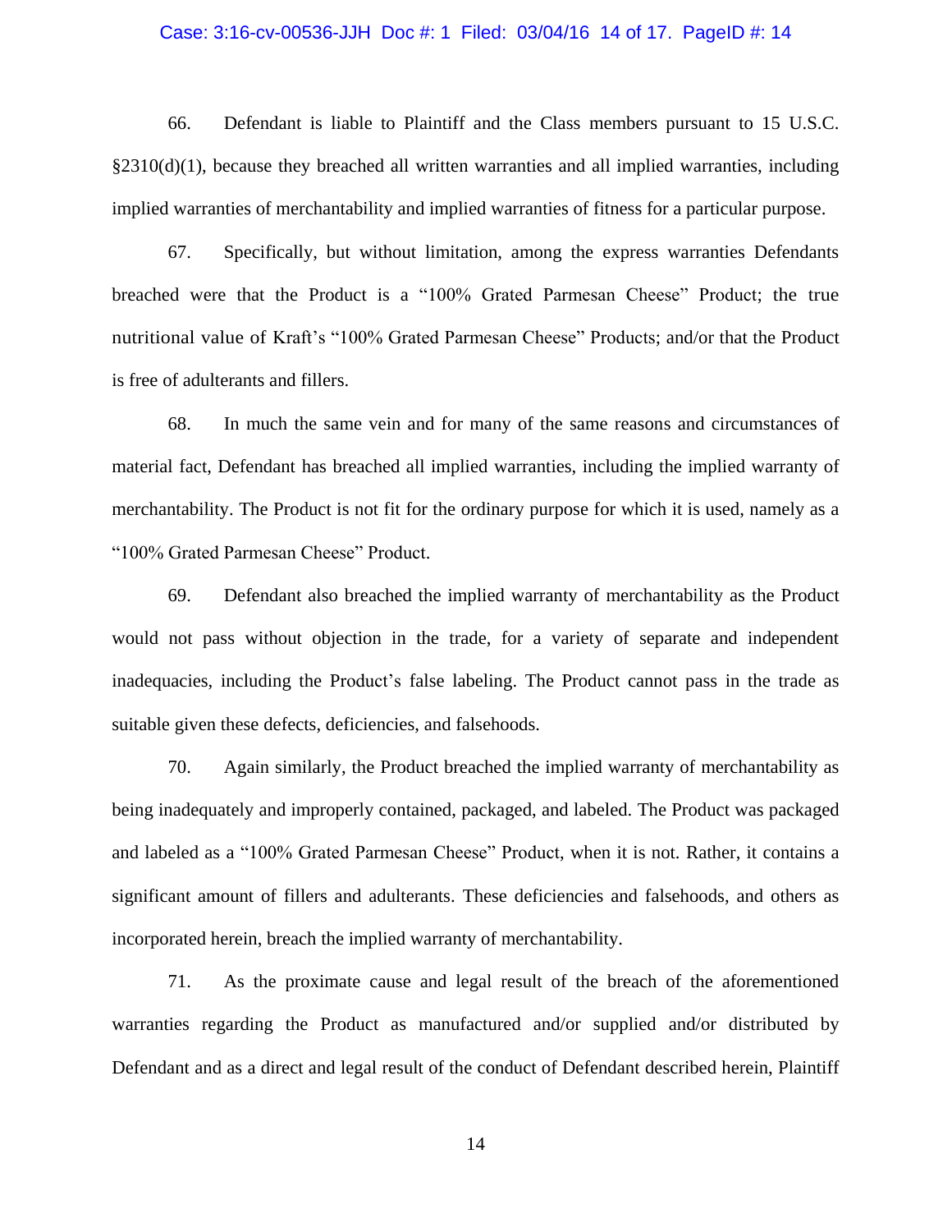66. Defendant is liable to Plaintiff and the Class members pursuant to 15 U.S.C. §2310(d)(1), because they breached all written warranties and all implied warranties, including implied warranties of merchantability and implied warranties of fitness for a particular purpose.

67. Specifically, but without limitation, among the express warranties Defendants breached were that the Product is a "100% Grated Parmesan Cheese" Product; the true nutritional value of Kraft's "100% Grated Parmesan Cheese" Products; and/or that the Product is free of adulterants and fillers.

68. In much the same vein and for many of the same reasons and circumstances of material fact, Defendant has breached all implied warranties, including the implied warranty of merchantability. The Product is not fit for the ordinary purpose for which it is used, namely as a "100% Grated Parmesan Cheese" Product.

69. Defendant also breached the implied warranty of merchantability as the Product would not pass without objection in the trade, for a variety of separate and independent inadequacies, including the Product's false labeling. The Product cannot pass in the trade as suitable given these defects, deficiencies, and falsehoods.

70. Again similarly, the Product breached the implied warranty of merchantability as being inadequately and improperly contained, packaged, and labeled. The Product was packaged and labeled as a "100% Grated Parmesan Cheese" Product, when it is not. Rather, it contains a significant amount of fillers and adulterants. These deficiencies and falsehoods, and others as incorporated herein, breach the implied warranty of merchantability.

71. As the proximate cause and legal result of the breach of the aforementioned warranties regarding the Product as manufactured and/or supplied and/or distributed by Defendant and as a direct and legal result of the conduct of Defendant described herein, Plaintiff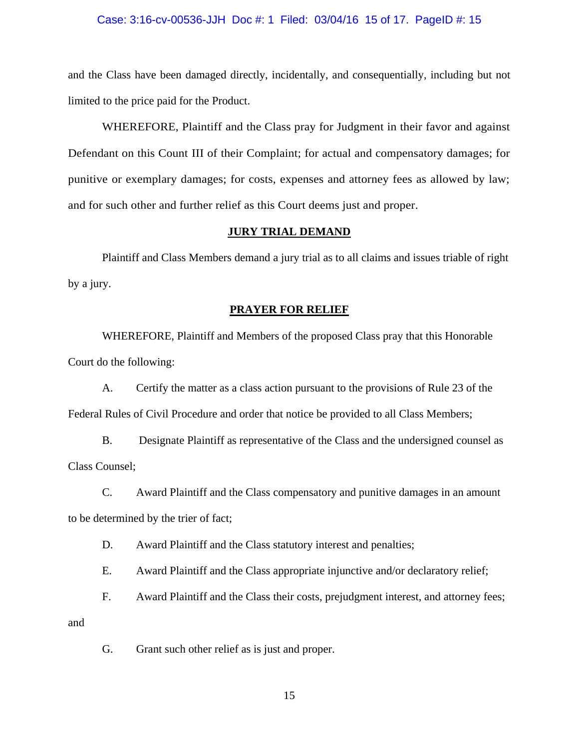and the Class have been damaged directly, incidentally, and consequentially, including but not limited to the price paid for the Product.

WHEREFORE, Plaintiff and the Class pray for Judgment in their favor and against Defendant on this Count III of their Complaint; for actual and compensatory damages; for punitive or exemplary damages; for costs, expenses and attorney fees as allowed by law; and for such other and further relief as this Court deems just and proper.

**JURY TRIAL DEMAND**

Plaintiff and Class Members demand a jury trial as to all claims and issues triable of right by a jury.

**PRAYER FOR RELIEF**

WHEREFORE, Plaintiff and Members of the proposed Class pray that this Honorable Court do the following:

A. Certify the matter as a class action pursuant to the provisions of Rule 23 of the Federal Rules of Civil Procedure and order that notice be provided to all Class Members;

B. Designate Plaintiff as representative of the Class and the undersigned counsel as Class Counsel;

C. Award Plaintiff and the Class compensatory and punitive damages in an amount to be determined by the trier of fact;

D. Award Plaintiff and the Class statutory interest and penalties;

E. Award Plaintiff and the Class appropriate injunctive and/or declaratory relief;

F. Award Plaintiff and the Class their costs, prejudgment interest, and attorney fees; and

G. Grant such other relief as is just and proper.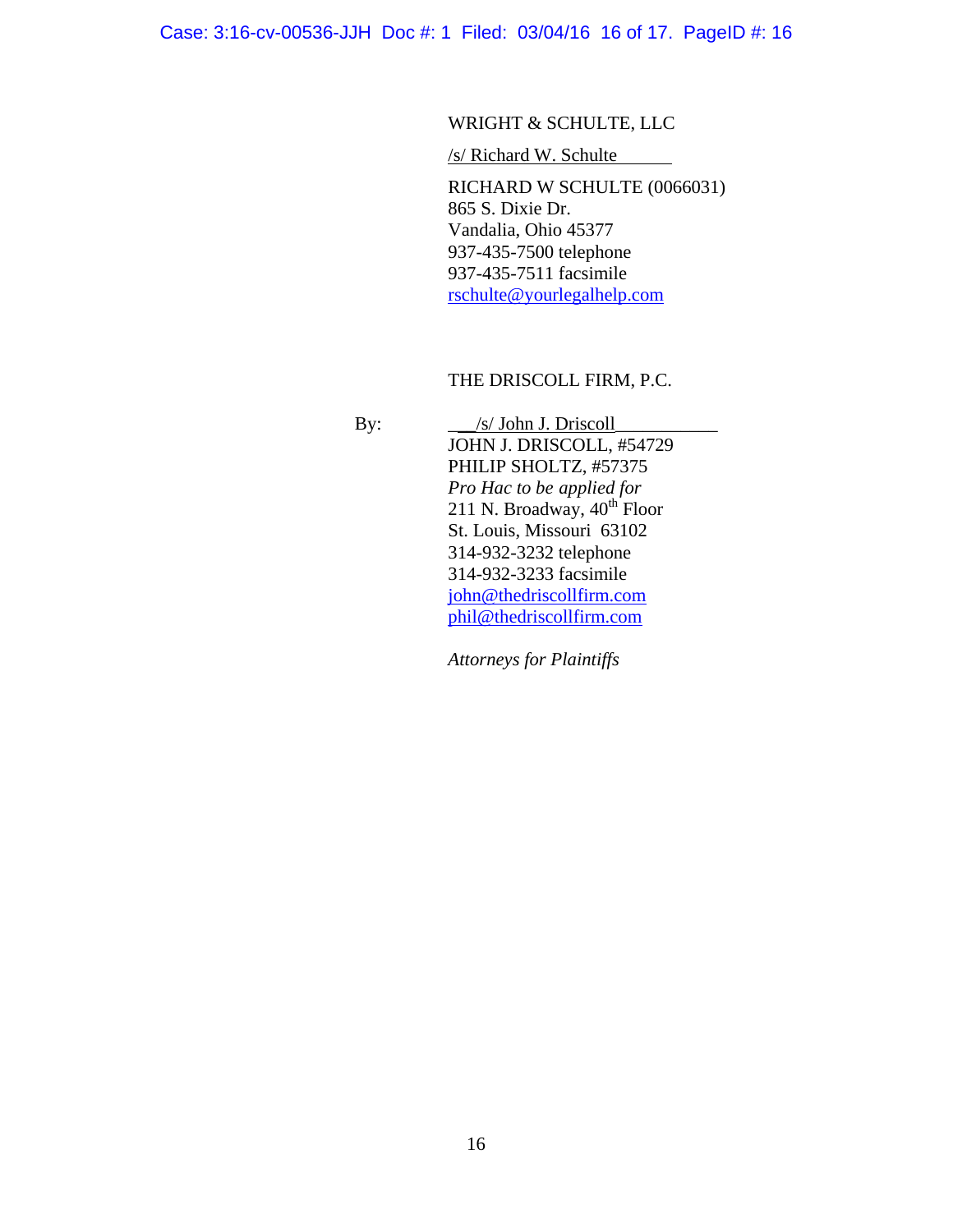WRIGHT & SCHULTE, LLC

/s/ Richard W. Schulte

RICHARD W SCHULTE (0066031)
865 S. Dixie Dr.
Vandalia, Ohio 45377
937-435-7500 telephone
937-435-7511 facsimile
rschulte@yourlegalhelp.com

THE DRISCOLL FIRM, P.C.

By: /s/ John J. Driscoll
JOHN J. DRISCOLL, #54729
PHILIP SHOLTZ, #57375
*Pro Hac to be applied for*
211 N. Broadway, 40th Floor
St. Louis, Missouri 63102
314-932-3232 telephone
314-932-3233 facsimile
john@thedriscollfirm.com
phil@thedriscollfirm.com

*Attorneys for Plaintiffs*